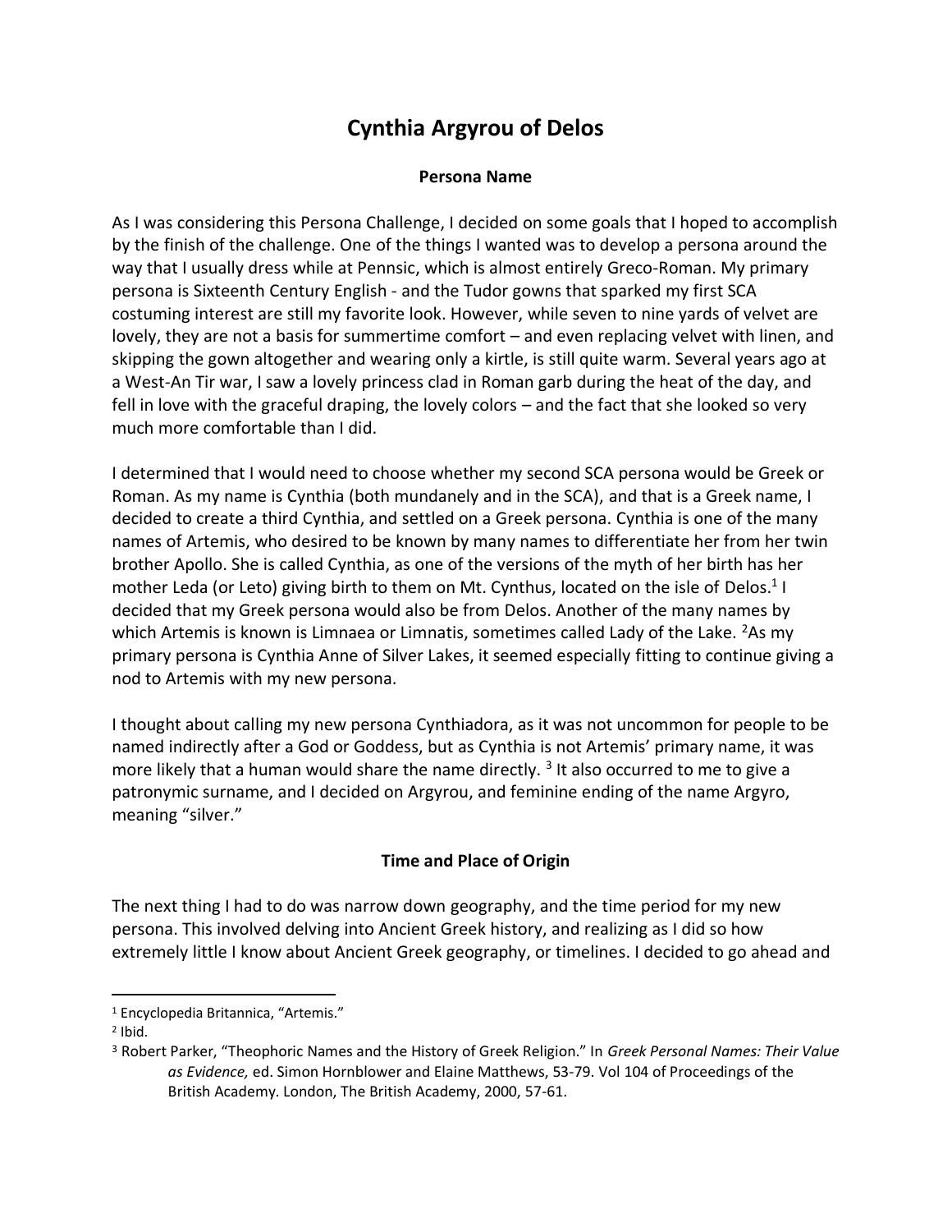# Cynthia Argyrou of Delos

## Persona Name

As I was considering this Persona Challenge, I decided on some goals that I hoped to accomplish by the finish of the challenge. One of the things I wanted was to develop a persona around the way that I usually dress while at Pennsic, which is almost entirely Greco-Roman. My primary persona is Sixteenth Century English - and the Tudor gowns that sparked my first SCA costuming interest are still my favorite look. However, while seven to nine yards of velvet are lovely, they are not a basis for summertime comfort – and even replacing velvet with linen, and skipping the gown altogether and wearing only a kirtle, is still quite warm. Several years ago at a West-An Tir war, I saw a lovely princess clad in Roman garb during the heat of the day, and fell in love with the graceful draping, the lovely colors – and the fact that she looked so very much more comfortable than I did.

I determined that I would need to choose whether my second SCA persona would be Greek or Roman. As my name is Cynthia (both mundanely and in the SCA), and that is a Greek name, I decided to create a third Cynthia, and settled on a Greek persona. Cynthia is one of the many names of Artemis, who desired to be known by many names to differentiate her from her twin brother Apollo. She is called Cynthia, as one of the versions of the myth of her birth has her mother Leda (or Leto) giving birth to them on Mt. Cynthus, located on the isle of Delos.[1] I decided that my Greek persona would also be from Delos. Another of the many names by which Artemis is known is Limnaea or Limnatis, sometimes called Lady of the Lake. [2]As my primary persona is Cynthia Anne of Silver Lakes, it seemed especially fitting to continue giving a nod to Artemis with my new persona.

I thought about calling my new persona Cynthiadora, as it was not uncommon for people to be named indirectly after a God or Goddess, but as Cynthia is not Artemis' primary name, it was more likely that a human would share the name directly. [3] It also occurred to me to give a patronymic surname, and I decided on Argyrou, and feminine ending of the name Argyro, meaning "silver."

## Time and Place of Origin

The next thing I had to do was narrow down geography, and the time period for my new persona. This involved delving into Ancient Greek history, and realizing as I did so how extremely little I know about Ancient Greek geography, or timelines. I decided to go ahead and

---

[1] Encyclopedia Britannica, "Artemis."

[2] Ibid.

[3] Robert Parker, "Theophoric Names and the History of Greek Religion." In *Greek Personal Names: Their Value as Evidence,* ed. Simon Hornblower and Elaine Matthews, 53-79. Vol 104 of Proceedings of the British Academy. London, The British Academy, 2000, 57-61.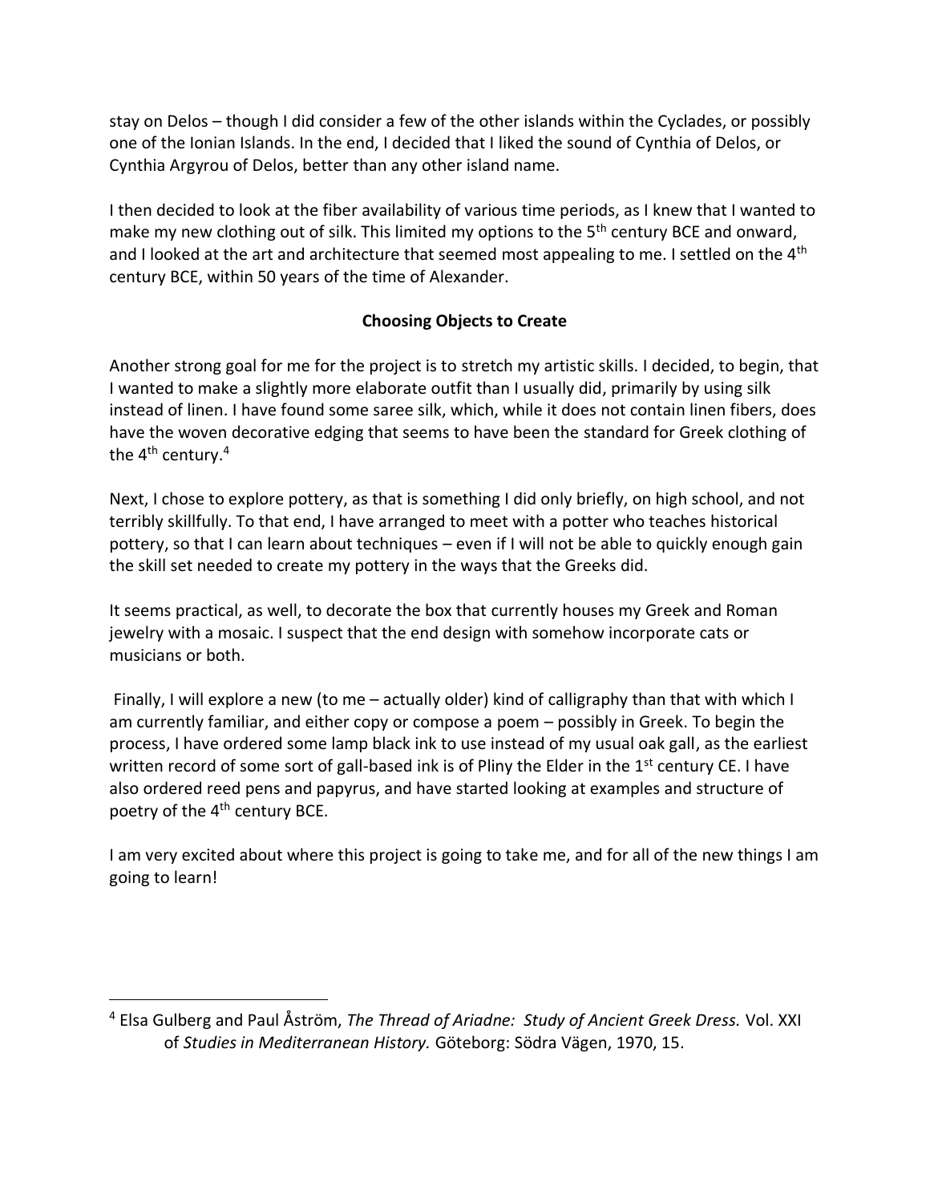stay on Delos – though I did consider a few of the other islands within the Cyclades, or possibly one of the Ionian Islands. In the end, I decided that I liked the sound of Cynthia of Delos, or Cynthia Argyrou of Delos, better than any other island name.

I then decided to look at the fiber availability of various time periods, as I knew that I wanted to make my new clothing out of silk. This limited my options to the 5th century BCE and onward, and I looked at the art and architecture that seemed most appealing to me. I settled on the 4th century BCE, within 50 years of the time of Alexander.

## Choosing Objects to Create

Another strong goal for me for the project is to stretch my artistic skills. I decided, to begin, that I wanted to make a slightly more elaborate outfit than I usually did, primarily by using silk instead of linen. I have found some saree silk, which, while it does not contain linen fibers, does have the woven decorative edging that seems to have been the standard for Greek clothing of the 4th century.[4]

Next, I chose to explore pottery, as that is something I did only briefly, on high school, and not terribly skillfully. To that end, I have arranged to meet with a potter who teaches historical pottery, so that I can learn about techniques – even if I will not be able to quickly enough gain the skill set needed to create my pottery in the ways that the Greeks did.

It seems practical, as well, to decorate the box that currently houses my Greek and Roman jewelry with a mosaic. I suspect that the end design with somehow incorporate cats or musicians or both.

Finally, I will explore a new (to me – actually older) kind of calligraphy than that with which I am currently familiar, and either copy or compose a poem – possibly in Greek. To begin the process, I have ordered some lamp black ink to use instead of my usual oak gall, as the earliest written record of some sort of gall-based ink is of Pliny the Elder in the 1st century CE. I have also ordered reed pens and papyrus, and have started looking at examples and structure of poetry of the 4th century BCE.

I am very excited about where this project is going to take me, and for all of the new things I am going to learn!

---

[4] Elsa Gulberg and Paul Åström, *The Thread of Ariadne: Study of Ancient Greek Dress.* Vol. XXI of *Studies in Mediterranean History.* Göteborg: Södra Vägen, 1970, 15.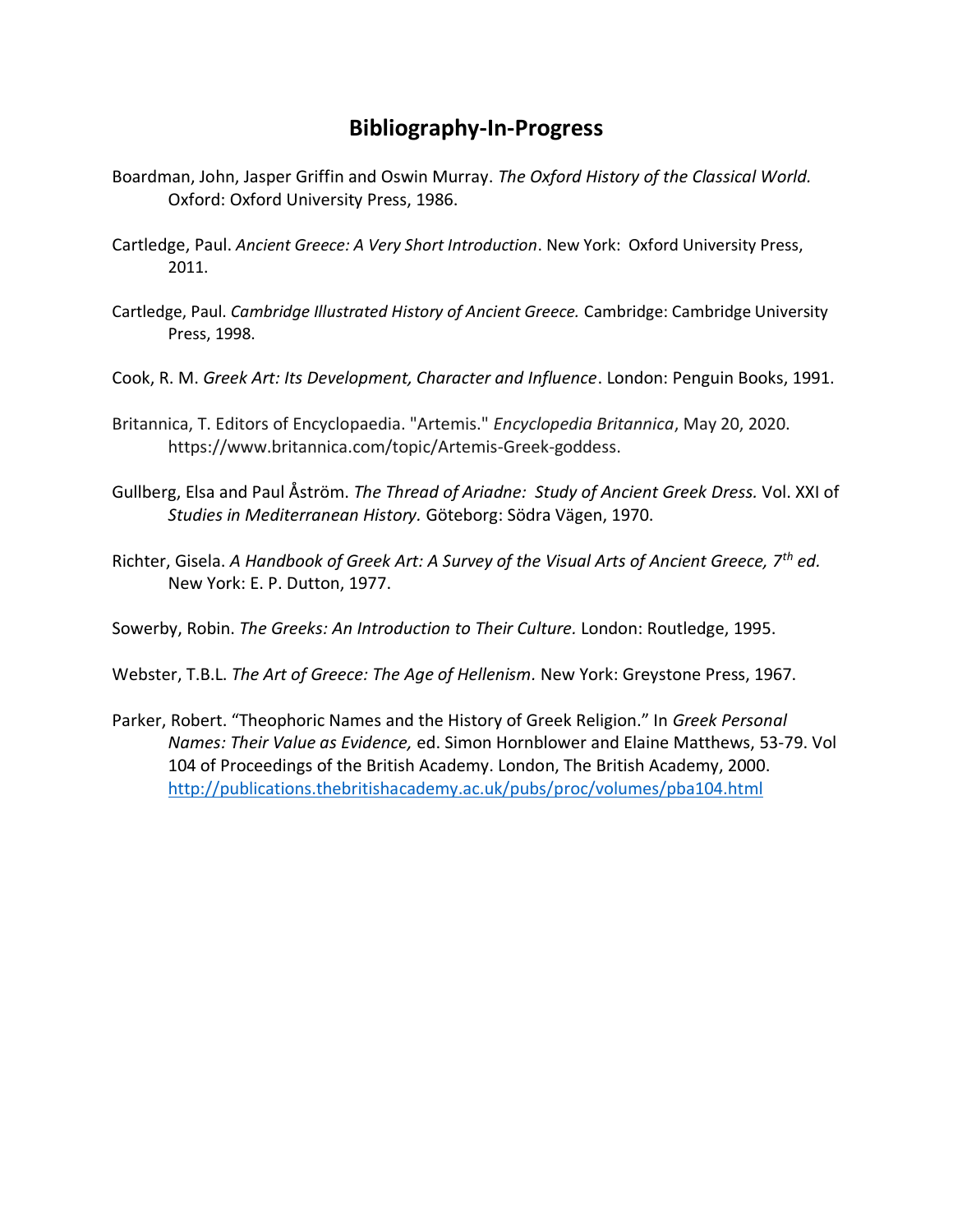# Bibliography-In-Progress

Boardman, John, Jasper Griffin and Oswin Murray. *The Oxford History of the Classical World.* Oxford: Oxford University Press, 1986.

Cartledge, Paul. *Ancient Greece: A Very Short Introduction*. New York: Oxford University Press, 2011.

Cartledge, Paul. *Cambridge Illustrated History of Ancient Greece.* Cambridge: Cambridge University Press, 1998.

Cook, R. M. *Greek Art: Its Development, Character and Influence*. London: Penguin Books, 1991.

Britannica, T. Editors of Encyclopaedia. "Artemis." *Encyclopedia Britannica*, May 20, 2020. https://www.britannica.com/topic/Artemis-Greek-goddess.

Gullberg, Elsa and Paul Åström. *The Thread of Ariadne: Study of Ancient Greek Dress.* Vol. XXI of *Studies in Mediterranean History.* Göteborg: Södra Vägen, 1970.

Richter, Gisela. *A Handbook of Greek Art: A Survey of the Visual Arts of Ancient Greece, 7th ed.* New York: E. P. Dutton, 1977.

Sowerby, Robin. *The Greeks: An Introduction to Their Culture.* London: Routledge, 1995.

Webster, T.B.L. *The Art of Greece: The Age of Hellenism.* New York: Greystone Press, 1967.

Parker, Robert. "Theophoric Names and the History of Greek Religion." In *Greek Personal Names: Their Value as Evidence,* ed. Simon Hornblower and Elaine Matthews, 53-79. Vol 104 of Proceedings of the British Academy. London, The British Academy, 2000. http://publications.thebritishacademy.ac.uk/pubs/proc/volumes/pba104.html